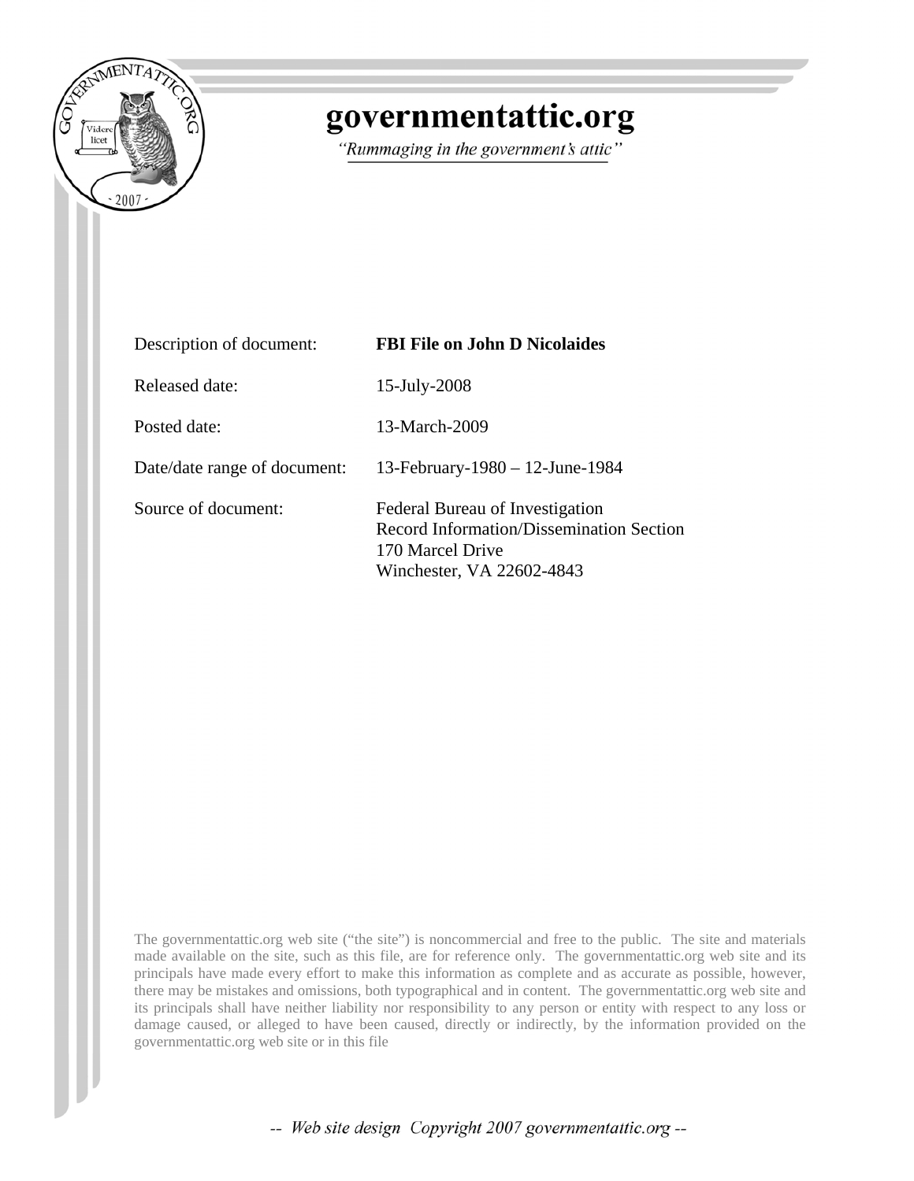# governmentattic.org

*"Rummaging in the government's attic"*

| | |
|---|---|
| Description of document: | **FBI File on John D Nicolaides** |
| Released date: | 15-July-2008 |
| Posted date: | 13-March-2009 |
| Date/date range of document: | 13-February-1980 – 12-June-1984 |
| Source of document: | Federal Bureau of Investigation<br>Record Information/Dissemination Section<br>170 Marcel Drive<br>Winchester, VA 22602-4843 |

The governmentattic.org web site ("the site") is noncommercial and free to the public. The site and materials made available on the site, such as this file, are for reference only. The governmentattic.org web site and its principals have made every effort to make this information as complete and as accurate as possible, however, there may be mistakes and omissions, both typographical and in content. The governmentattic.org web site and its principals shall have neither liability nor responsibility to any person or entity with respect to any loss or damage caused, or alleged to have been caused, directly or indirectly, by the information provided on the governmentattic.org web site or in this file

-- *Web site design Copyright 2007 governmentattic.org* --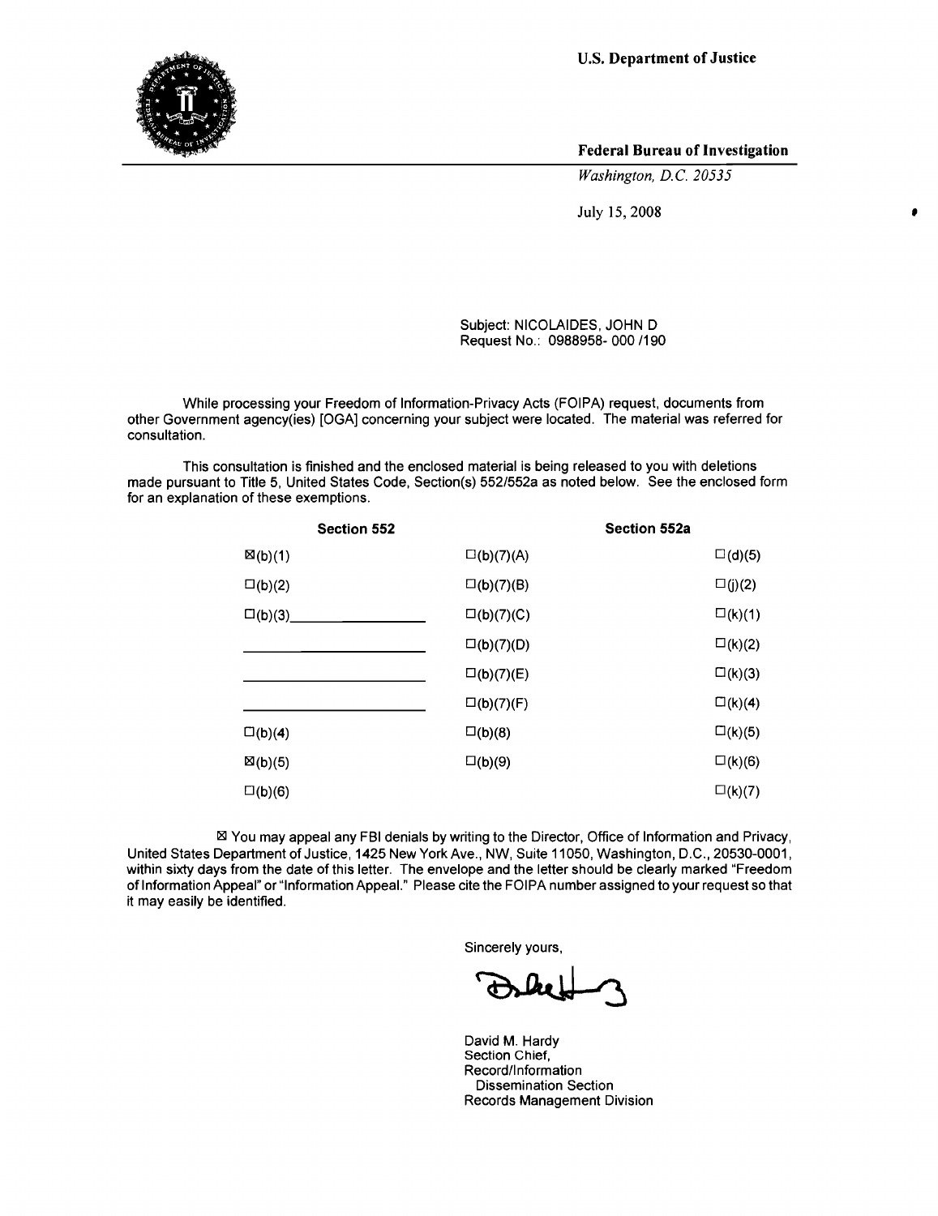**U.S. Department of Justice**

**Federal Bureau of Investigation**

*Washington, D.C. 20535*

July 15, 2008

Subject: NICOLAIDES, JOHN D
Request No.: 0988958- 000 /190

While processing your Freedom of Information-Privacy Acts (FOIPA) request, documents from other Government agency(ies) [OGA] concerning your subject were located. The material was referred for consultation.

This consultation is finished and the enclosed material is being released to you with deletions made pursuant to Title 5, United States Code, Section(s) 552/552a as noted below. See the enclosed form for an explanation of these exemptions.

| Section 552 | | Section 552a |
|---|---|---|
| ☒(b)(1) | ☐(b)(7)(A) | ☐(d)(5) |
| ☐(b)(2) | ☐(b)(7)(B) | ☐(j)(2) |
| ☐(b)(3)\_\_\_\_\_\_\_\_\_\_ | ☐(b)(7)(C) | ☐(k)(1) |
| \_\_\_\_\_\_\_\_\_\_ | ☐(b)(7)(D) | ☐(k)(2) |
| \_\_\_\_\_\_\_\_\_\_ | ☐(b)(7)(E) | ☐(k)(3) |
| \_\_\_\_\_\_\_\_\_\_ | ☐(b)(7)(F) | ☐(k)(4) |
| ☐(b)(4) | ☐(b)(8) | ☐(k)(5) |
| ☒(b)(5) | ☐(b)(9) | ☐(k)(6) |
| ☐(b)(6) | | ☐(k)(7) |

☒ You may appeal any FBI denials by writing to the Director, Office of Information and Privacy, United States Department of Justice, 1425 New York Ave., NW, Suite 11050, Washington, D.C., 20530-0001, within sixty days from the date of this letter. The envelope and the letter should be clearly marked "Freedom of Information Appeal" or "Information Appeal." Please cite the FOIPA number assigned to your request so that it may easily be identified.

Sincerely yours,

David M. Hardy
Section Chief,
Record/Information
Dissemination Section
Records Management Division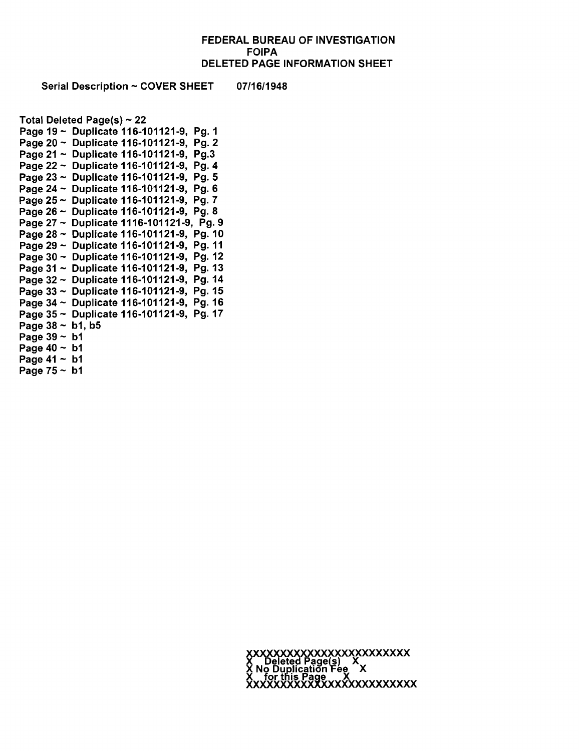**FEDERAL BUREAU OF INVESTIGATION**
**FOIPA**
**DELETED PAGE INFORMATION SHEET**

Serial Description ~ COVER SHEET 07/16/1948

Total Deleted Page(s) ~ 22
Page 19 ~ Duplicate 116-101121-9, Pg. 1
Page 20 ~ Duplicate 116-101121-9, Pg. 2
Page 21 ~ Duplicate 116-101121-9, Pg.3
Page 22 ~ Duplicate 116-101121-9, Pg. 4
Page 23 ~ Duplicate 116-101121-9, Pg. 5
Page 24 ~ Duplicate 116-101121-9, Pg. 6
Page 25 ~ Duplicate 116-101121-9, Pg. 7
Page 26 ~ Duplicate 116-101121-9, Pg. 8
Page 27 ~ Duplicate 1116-101121-9, Pg. 9
Page 28 ~ Duplicate 116-101121-9, Pg. 10
Page 29 ~ Duplicate 116-101121-9, Pg. 11
Page 30 ~ Duplicate 116-101121-9, Pg. 12
Page 31 ~ Duplicate 116-101121-9, Pg. 13
Page 32 ~ Duplicate 116-101121-9, Pg. 14
Page 33 ~ Duplicate 116-101121-9, Pg. 15
Page 34 ~ Duplicate 116-101121-9, Pg. 16
Page 35 ~ Duplicate 116-101121-9, Pg. 17
Page 38 ~ b1, b5
Page 39 ~ b1
Page 40 ~ b1
Page 41 ~ b1
Page 75 ~ b1

XXXXXXXXXXXXXXXXXXXXXXXX
X Deleted Page(s) X
X No Duplication Fee X
X for this Page X
XXXXXXXXXXXXXXXXXXXXXXXX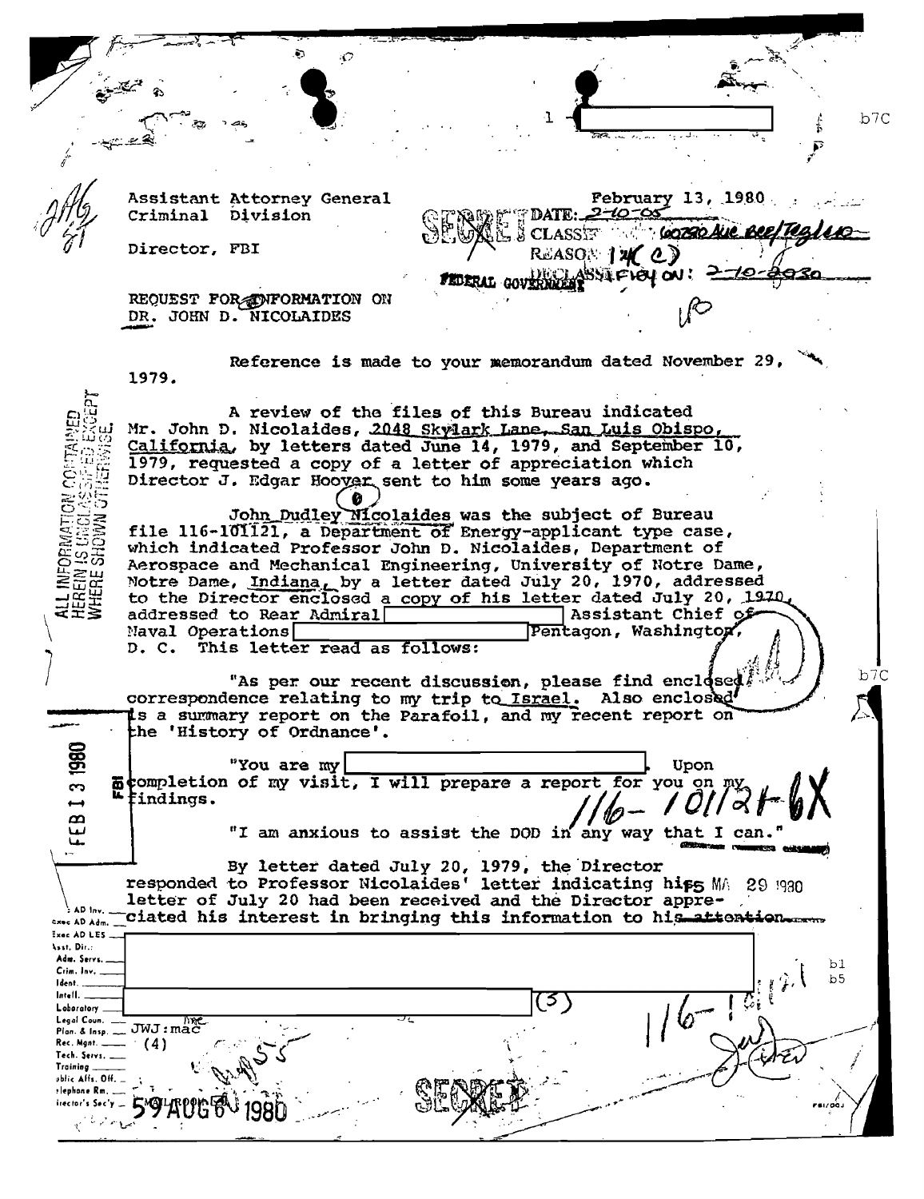1 - [redacted] b7C

Assistant Attorney General
Criminal Division

February 13, 1980

SECRET DATE: 2-10-05
CLASSIFIED BY: 60280 AUC BCE/TEG/LRC
REASON: 1.4 (C)
DECLASSIFY ON: 2-10-2030

Director, FBI

REQUEST FOR INFORMATION ON
DR. JOHN D. NICOLAIDES

Reference is made to your memorandum dated November 29, 1979.

A review of the files of this Bureau indicated Mr. John D. Nicolaides, 2048 Skylark Lane, San Luis Obispo, California, by letters dated June 14, 1979, and September 10, 1979, requested a copy of a letter of appreciation which Director J. Edgar Hoover sent to him some years ago.

John Dudley Nicolaides was the subject of Bureau file 116-101121, a Department of Energy-applicant type case, which indicated Professor John D. Nicolaides, Department of Aerospace and Mechanical Engineering, University of Notre Dame, Notre Dame, Indiana, by a letter dated July 20, 1970, addressed to the Director enclosed a copy of his letter dated July 20, 1970, addressed to Rear Admiral [redacted] Assistant Chief of Naval Operations [redacted] Pentagon, Washington, D. C. This letter read as follows:

"As per our recent discussion, please find enclosed correspondence relating to my trip to Israel. Also enclosed is a summary report on the Parafoil, and my recent report on the 'History of Ordnance'.

"You are my [redacted]. Upon completion of my visit, I will prepare a report for you on my findings.

"I am anxious to assist the DOD in any way that I can."

By letter dated July 20, 1979, the Director responded to Professor Nicolaides' letter indicating his letter of July 20 had been received and the Director appreciated his interest in bringing this information to his attention.

[redacted] b1 b5

[redacted] (S)

116-101121-6X

JWJ:mac
(4)

FEB 13 1980

MAY 29 1980

59 AUG 6 1980

SECRET

ALL INFORMATION CONTAINED HEREIN IS UNCLASSIFIED EXCEPT WHERE SHOWN OTHERWISE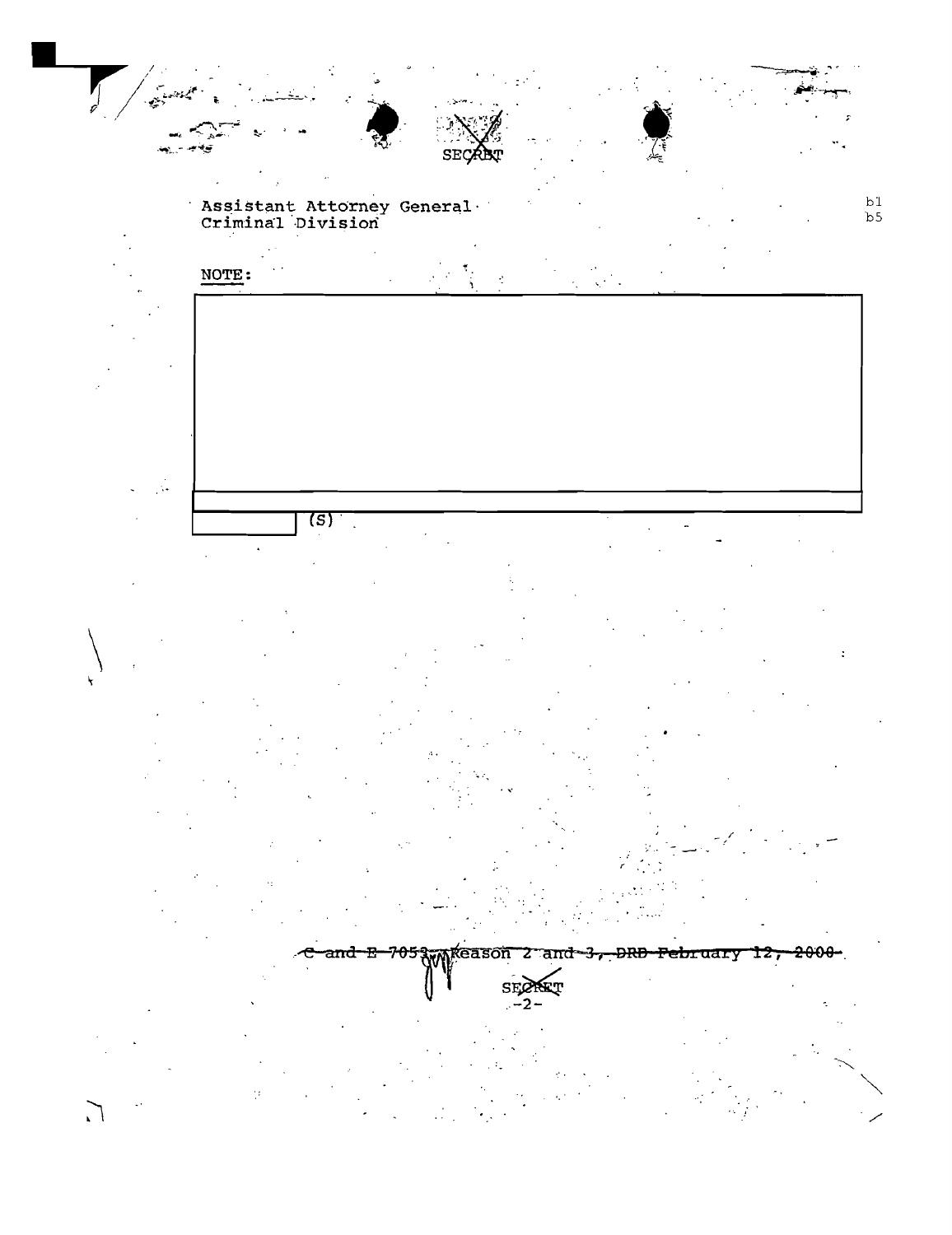SECRET

Assistant Attorney General
Criminal Division

b1
b5

NOTE:

(S)

~~C and E 7053~~, Reason 2 and 3, ~~DRB February 12, 2000~~

SECRET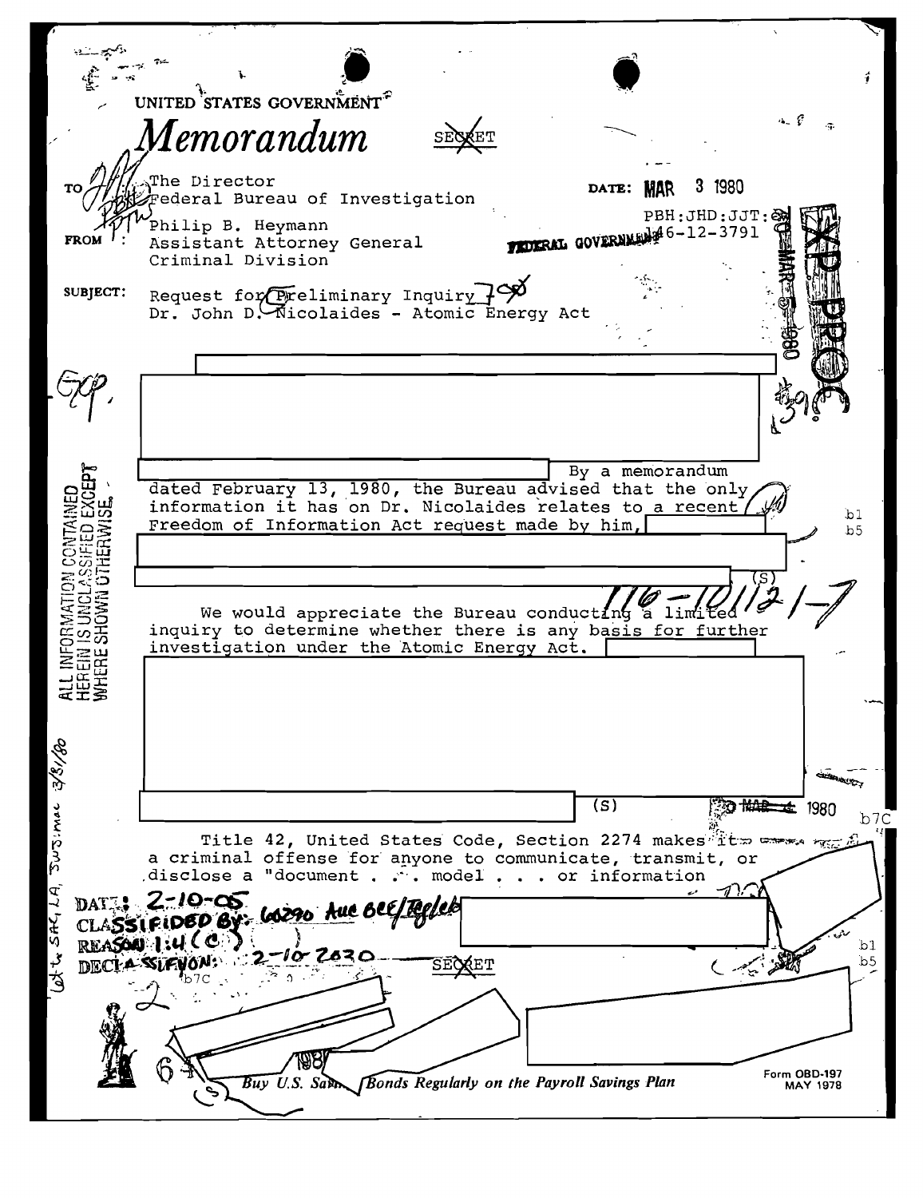UNITED STATES GOVERNMENT

# *Memorandum*

SECRET

TO : The Director
Federal Bureau of Investigation

DATE: MAR 3 1980

PBH:JHD:JJT:
146-12-3791

FROM : Philip B. Heymann
Assistant Attorney General
Criminal Division

SUBJECT: Request for Preliminary Inquiry
Dr. John D. Nicolaides - Atomic Energy Act

By a memorandum dated February 13, 1980, the Bureau advised that the only information it has on Dr. Nicolaides relates to a recent Freedom of Information Act request made by him,

(S)

We would appreciate the Bureau conducting a limited inquiry to determine whether there is any basis for further investigation under the Atomic Energy Act.

(S)

Title 42, United States Code, Section 2274 makes it a criminal offense for anyone to communicate, transmit, or disclose a "document . . . model . . . or information

ALL INFORMATION CONTAINED HEREIN IS UNCLASSIFIED EXCEPT WHERE SHOWN OTHERWISE.

DATE: 2-10-05
CLASSIFIED BY: 60290 AUC BCE/TG
REASON: 1.4 (C)
DECLASSIFY ON: 2-10-2030

SECRET

b1
b5
b7C

116-101121-7

MAR 4 1980

Buy U.S. Savings Bonds Regularly on the Payroll Savings Plan

Form OBD-197
MAY 1978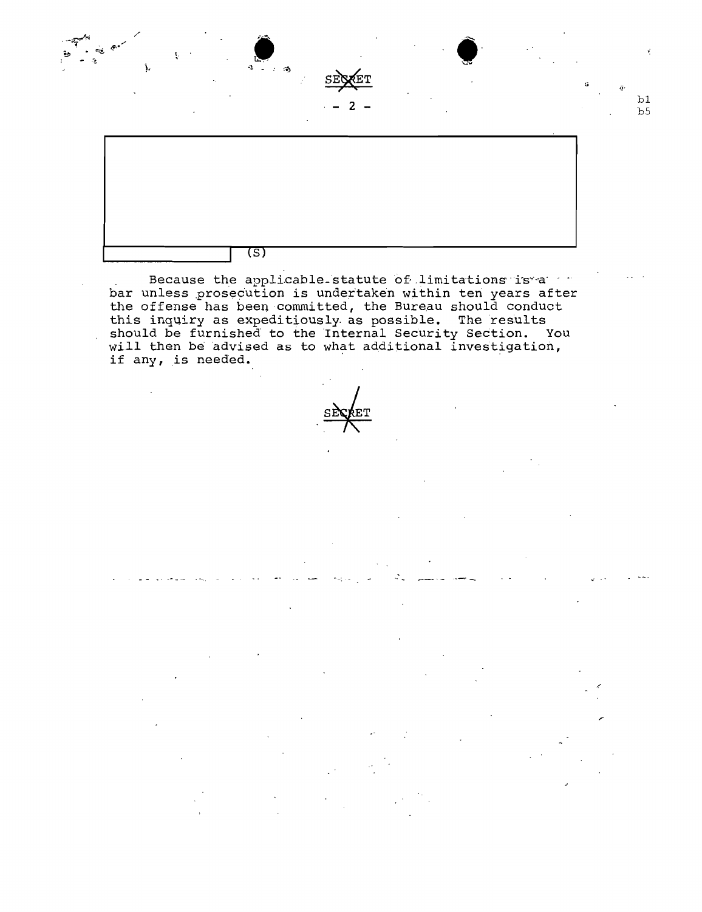SECRET

b1
b5

(S)

Because the applicable statute of limitations is a bar unless prosecution is undertaken within ten years after the offense has been committed, the Bureau should conduct this inquiry as expeditiously as possible. The results should be furnished to the Internal Security Section. You will then be advised as to what additional investigation, if any, is needed.

SECRET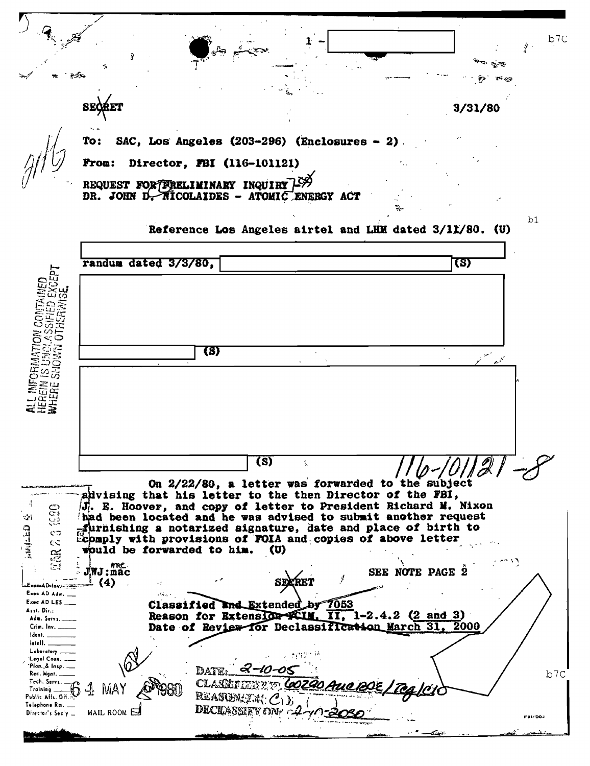1 - [redacted] b7C

SECRET

3/31/80

To: SAC, Los Angeles (203-296) (Enclosures - 2)

From: Director, FBI (116-101121)

REQUEST FOR PRELIMINARY INQUIRY
DR. JOHN D. NICOLAIDES - ATOMIC ENERGY ACT

Reference Los Angeles airtel and LHM dated 3/11/80. (U)

b1

[redacted]
randum dated 3/3/80, [redacted] (S)

[redacted]
[redacted] (S)

[redacted]
[redacted] (S)

116-101121-8

ALL INFORMATION CONTAINED HEREIN IS UNCLASSIFIED EXCEPT WHERE SHOWN OTHERWISE.

On 2/22/80, a letter was forwarded to the subject advising that his letter to the then Director of the FBI, J. E. Hoover, and copy of letter to President Richard M. Nixon had been located and he was advised to submit another request furnishing a notarized signature, date and place of birth to comply with provisions of FOIA and copies of above letter would be forwarded to him. (U)

MAILED 4 MAR 28 1980 FBI

JWJ:mac
(4)

SEE NOTE PAGE 2

SECRET

Classified and Extended by 7053
Reason for Extension FCIM, II, 1-2.4.2 (2 and 3)
Date of Review for Declassification March 31, 2000

DATE: 2-10-05
CLASSIFIED BY: 60290 AUC/BOE/TCG/C10
REASON: 1.4 (C)
DECLASSIFY ON: 2-10-2030

b7C

Exec AD Inv. ___
Exec AD Adm. ___
Exec AD LES ___
Asst. Dir.:
Adm. Servs. ___
Crim. Inv. ___
Ident. ___
Intell. ___
Laboratory ___
Legal Coun. ___
Plan. & Insp. ___
Rec. Mgnt. ___
Tech. Servs. ___
Training ___
Public Affs. Off. ___
Telephone Rm. ___
Director's Sec'y ___

MAIL ROOM

64 MAY 6 1980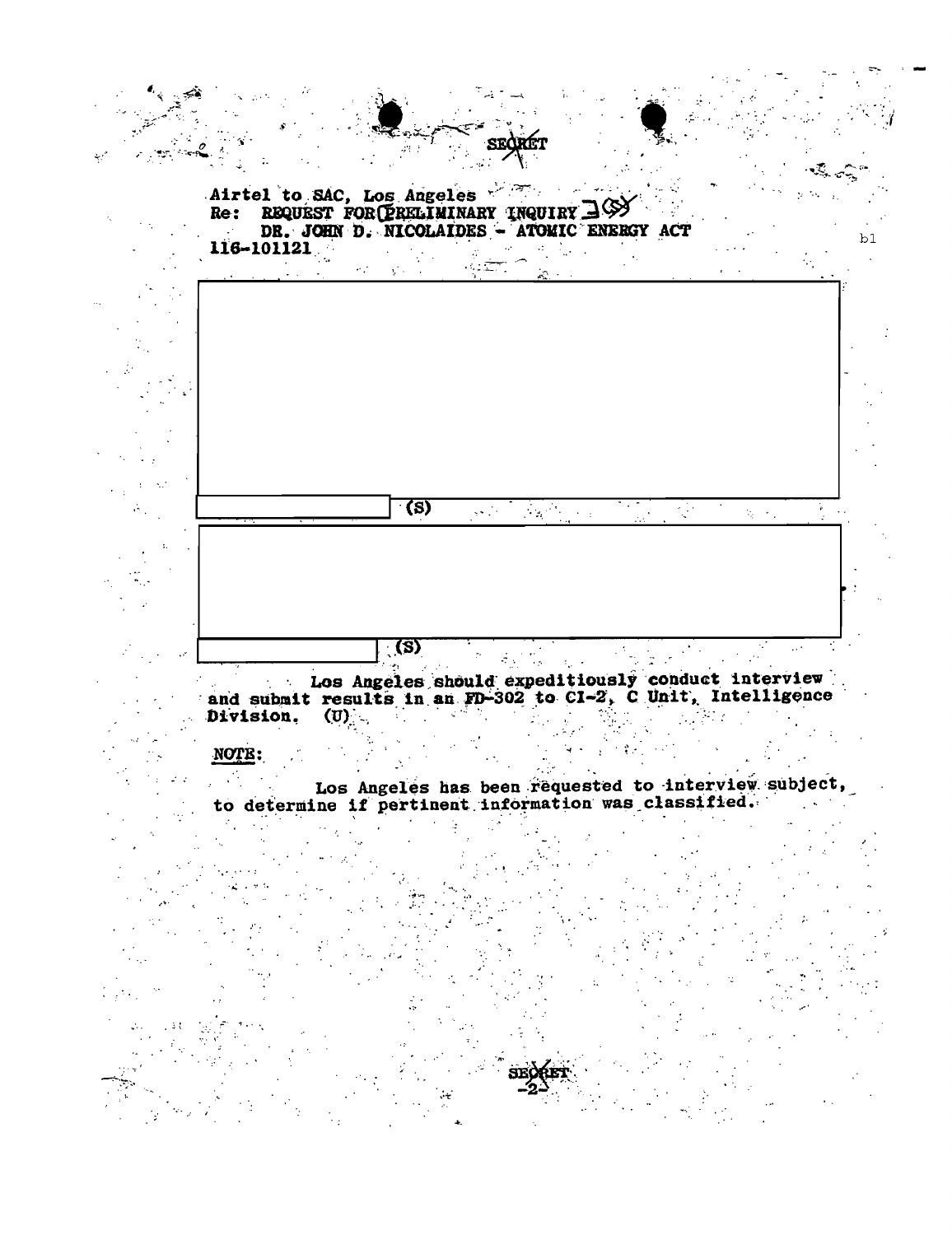SECRET

Airtel to SAC, Los Angeles
Re: REQUEST FOR PRELIMINARY INQUIRY (S)
DR. JOHN D. NICOLAIDES - ATOMIC ENERGY ACT
116-101121

b1

(S)

(S)

Los Angeles should expeditiously conduct interview and submit results in an FD-302 to CI-2, C Unit, Intelligence Division. (U)

NOTE:

Los Angeles has been requested to interview subject, to determine if pertinent information was classified.

SECRET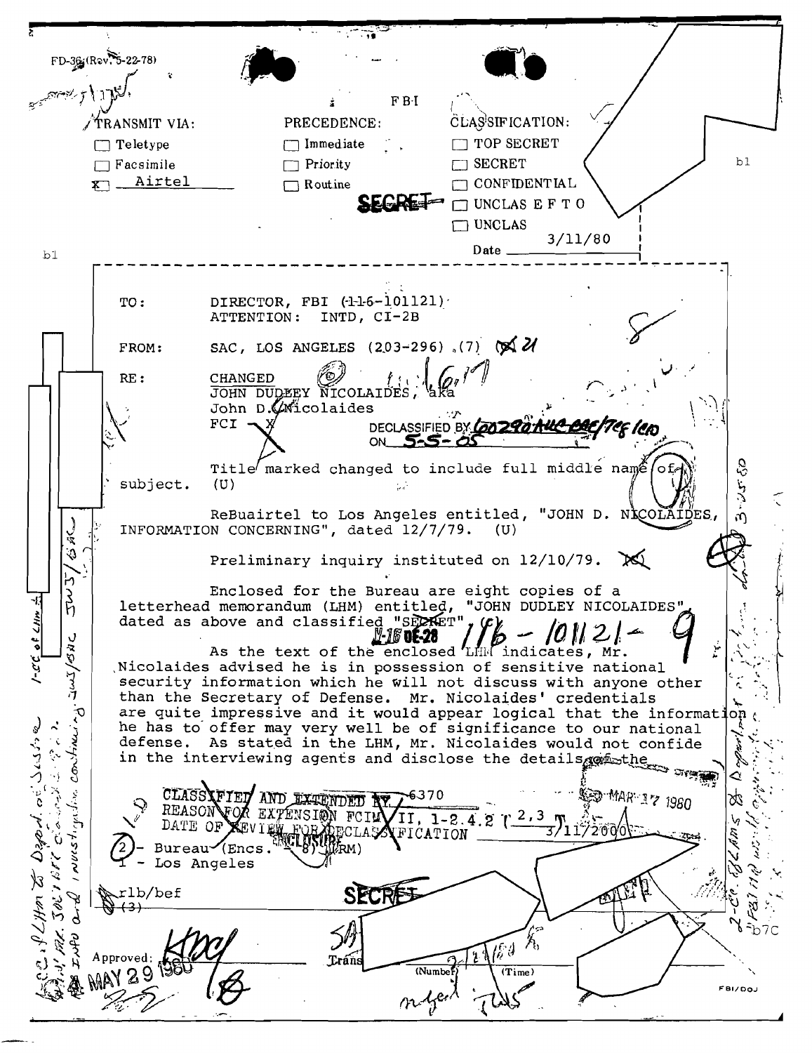FD-36 (Rev. 5-22-78)

FBI

TRANSMIT VIA:
- [ ] Teletype
- [ ] Facsimile
- [x] Airtel

PRECEDENCE:
- [ ] Immediate
- [ ] Priority
- [ ] Routine

CLASSIFICATION:
- [ ] TOP SECRET
- [ ] SECRET
- [ ] CONFIDENTIAL
- [ ] UNCLAS E F T O
- [ ] UNCLAS

SECRET

Date 3/11/80

b1

TO: DIRECTOR, FBI (116-101121)
ATTENTION: INTD, CI-2B

FROM: SAC, LOS ANGELES (203-296) (7)

RE: CHANGED
JOHN DUDLEY NICOLAIDES, aka
John D. Nicolaides
FCI - X

DECLASSIFIED BY 60290AUC BAE/TCE/CRD ON 5-5-05

Title marked changed to include full middle name of subject. (U)

ReBuairtel to Los Angeles entitled, "JOHN D. NICOLAIDES, INFORMATION CONCERNING", dated 12/7/79. (U)

Preliminary inquiry instituted on 12/10/79. (X)

Enclosed for the Bureau are eight copies of a letterhead memorandum (LHM) entitled, "JOHN DUDLEY NICOLAIDES" dated as above and classified "SECRET". (C)

116 - 101121 - 9

As the text of the enclosed LHM indicates, Mr. Nicolaides advised he is in possession of sensitive national security information which he will not discuss with anyone other than the Secretary of Defense. Mr. Nicolaides' credentials are quite impressive and it would appear logical that the information he has to offer may very well be of significance to our national defense. As stated in the LHM, Mr. Nicolaides would not confide in the interviewing agents and disclose the details of the

CLASSIFIED AND EXTENDED BY 6370
REASON FOR EXTENSION FCIM II, 1-2.4.2 (2,3)
DATE OF REVIEW FOR DECLASSIFICATION 3/11/2000

MAR 17 1980

2 - Bureau (Encs. 8) (RM)
1 - Los Angeles

rlb/bef
(3)

SECRET

Approved: _______ Transmitted _______ (Number) _______ (Time)

MAY 29 1980

b7C

FBI/DOJ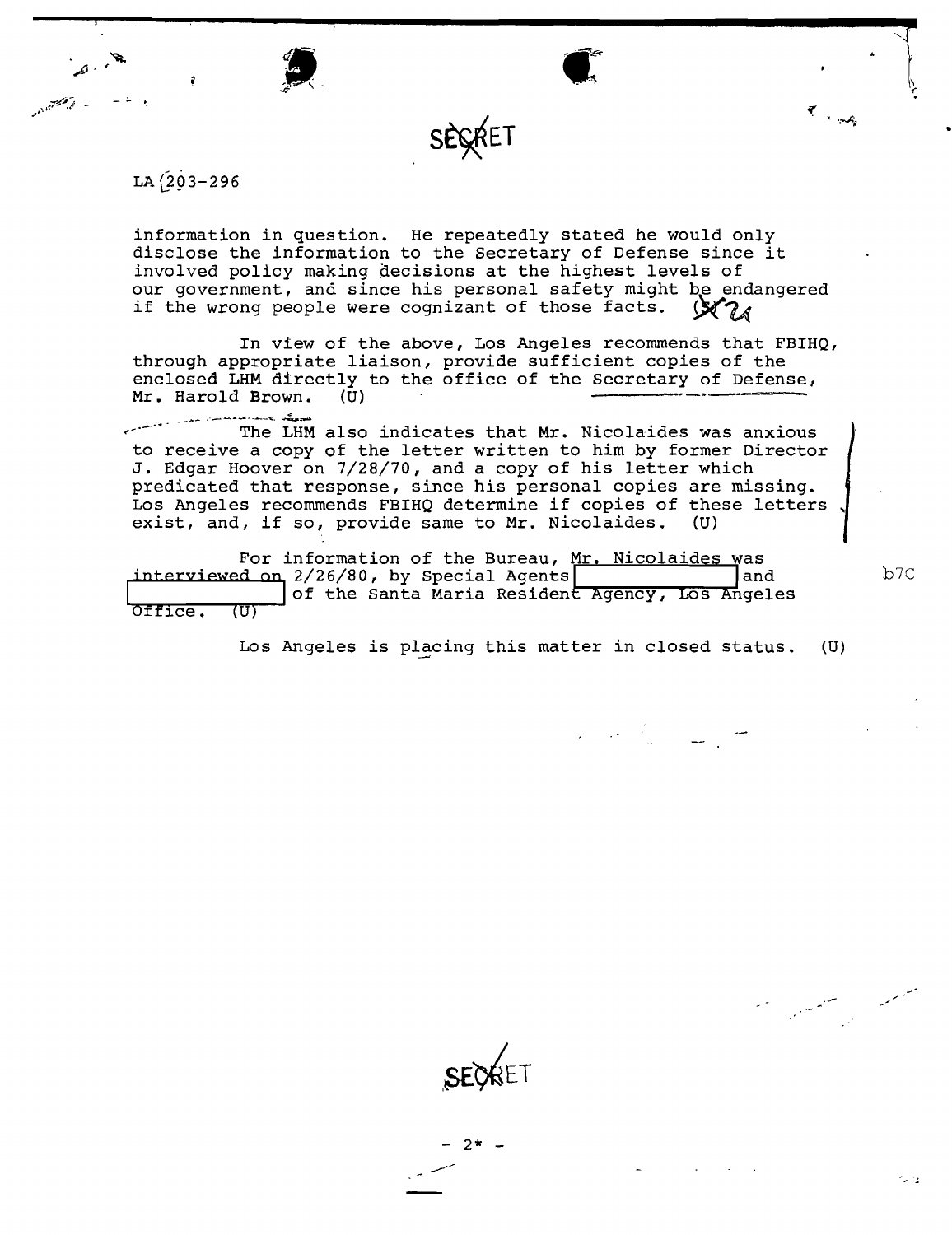SECRET

LA 203-296

information in question. He repeatedly stated he would only disclose the information to the Secretary of Defense since it involved policy making decisions at the highest levels of our government, and since his personal safety might be endangered if the wrong people were cognizant of those facts. (S)

In view of the above, Los Angeles recommends that FBIHQ, through appropriate liaison, provide sufficient copies of the enclosed LHM directly to the office of the Secretary of Defense, Mr. Harold Brown. (U)

The LHM also indicates that Mr. Nicolaides was anxious to receive a copy of the letter written to him by former Director J. Edgar Hoover on 7/28/70, and a copy of his letter which predicated that response, since his personal copies are missing. Los Angeles recommends FBIHQ determine if copies of these letters exist, and, if so, provide same to Mr. Nicolaides. (U)

For information of the Bureau, Mr. Nicolaides was interviewed on 2/26/80, by Special Agents [redacted] and [redacted] of the Santa Maria Resident Agency, Los Angeles Office. (U)

b7C

Los Angeles is placing this matter in closed status. (U)

SECRET

- 2* -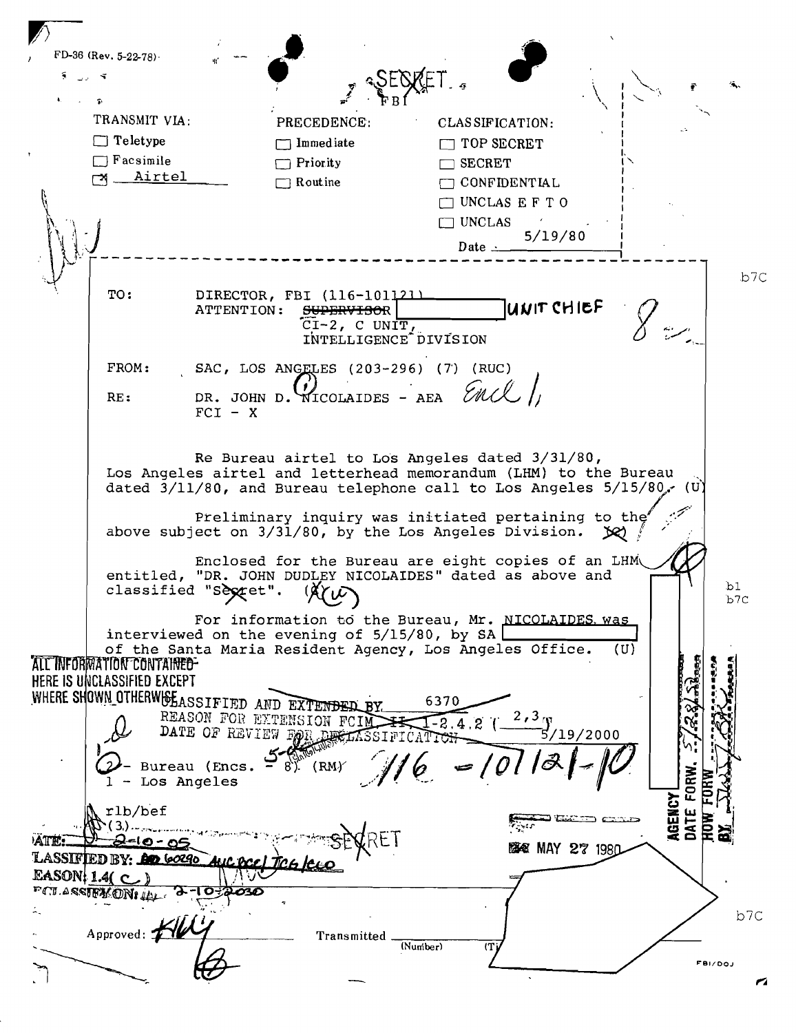FD-36 (Rev. 5-22-78)

SECRET

FBI

| TRANSMIT VIA: | PRECEDENCE: | CLASSIFICATION: |
|---|---|---|
| ☐ Teletype | ☐ Immediate | ☐ TOP SECRET |
| ☐ Facsimile | ☐ Priority | ☐ SECRET |
| ☒ Airtel | ☐ Routine | ☐ CONFIDENTIAL |
| | | ☐ UNCLAS E F T O |
| | | ☐ UNCLAS |
| | | Date 5/19/80 |

TO: DIRECTOR, FBI (116-101121)
ATTENTION: ~~SUPERVISOR~~ [redacted] UNIT CHIEF
CI-2, C UNIT,
INTELLIGENCE DIVISION

b7C

FROM: SAC, LOS ANGELES (203-296) (7) (RUC)

RE: DR. JOHN D. NICOLAIDES - AEA Encl 1
FCI - X

Re Bureau airtel to Los Angeles dated 3/31/80, Los Angeles airtel and letterhead memorandum (LHM) to the Bureau dated 3/11/80, and Bureau telephone call to Los Angeles 5/15/80. (U)

Preliminary inquiry was initiated pertaining to the above subject on 3/31/80, by the Los Angeles Division. (S)

Enclosed for the Bureau are eight copies of an LHM entitled, "DR. JOHN DUDLEY NICOLAIDES" dated as above and classified "Secret". (S)(U)

b1
b7C

For information to the Bureau, Mr. NICOLAIDES was interviewed on the evening of 5/15/80, by SA [redacted] of the Santa Maria Resident Agency, Los Angeles Office. (U)

ALL INFORMATION CONTAINED HEREIN IS UNCLASSIFIED EXCEPT WHERE SHOWN OTHERWISE

CLASSIFIED AND EXTENDED BY 6370
REASON FOR EXTENSION FCIM II 1-2.4.2 (2,3)
DATE OF REVIEW FOR DECLASSIFICATION 5/19/2000

2 - Bureau (Encs. - 8) (RM)
1 - Los Angeles

116-101121-10

AGENCY [redacted]
DATE FORW. 5/28/80
HOW FORW. [illegible]
BY [illegible]

rlb/bef
(3)

SECRET

DATE: 2-10-05
CLASSIFIED BY: 60290 AUC BCE/TCG/ECO
REASON: 1.4(c)
DECLASSIFY ON: 2-10-2030

MAY 27 1980

b7C

Approved: [signature]

Transmitted ______ (Number) (Time)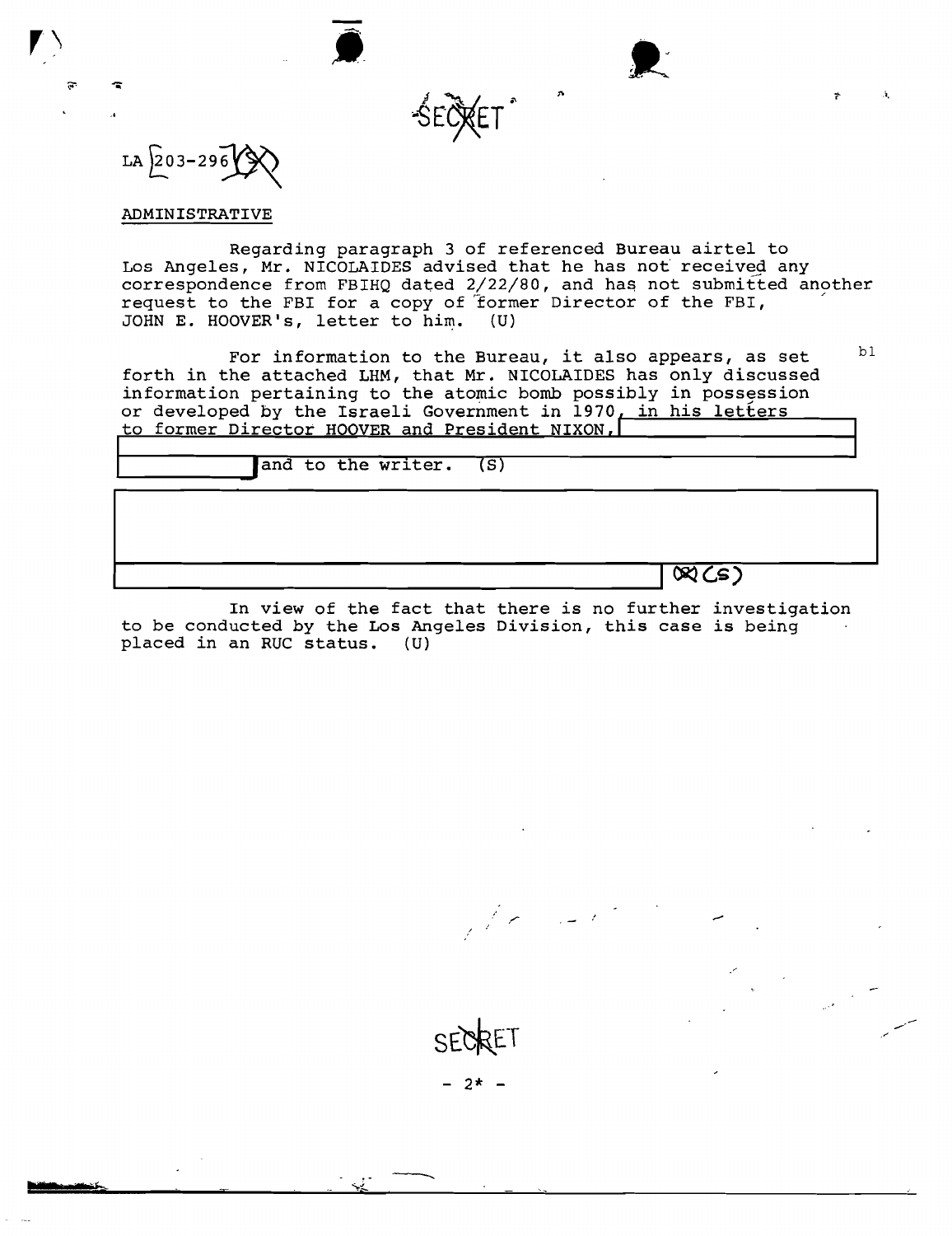SECRET

LA 203-296 (S)

ADMINISTRATIVE

Regarding paragraph 3 of referenced Bureau airtel to Los Angeles, Mr. NICOLAIDES advised that he has not received any correspondence from FBIHQ dated 2/22/80, and has not submitted another request to the FBI for a copy of former Director of the FBI, JOHN E. HOOVER's, letter to him. (U)

For information to the Bureau, it also appears, as set forth in the attached LHM, that Mr. NICOLAIDES has only discussed information pertaining to the atomic bomb possibly in possession or developed by the Israeli Government in 1970, in his letters to former Director HOOVER and President NIXON, [redacted] and to the writer. (S) b1

[redacted] (X) (S)

In view of the fact that there is no further investigation to be conducted by the Los Angeles Division, this case is being placed in an RUC status. (U)

SECRET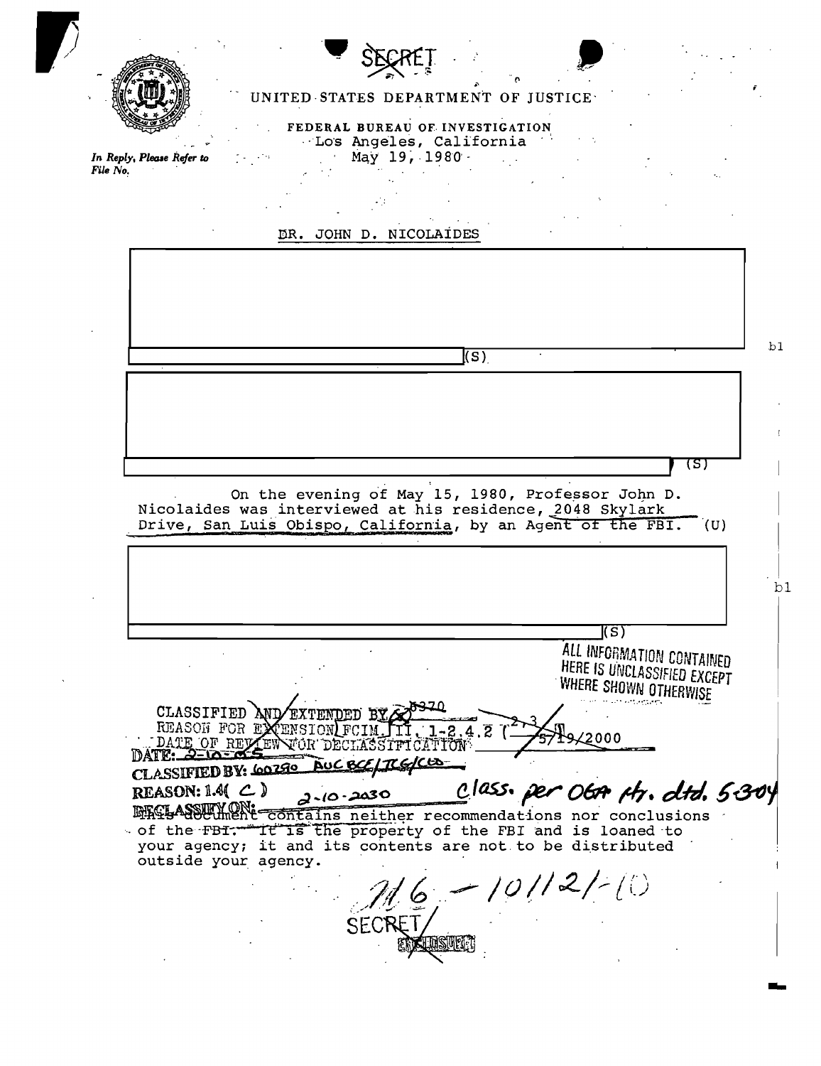SECRET

UNITED STATES DEPARTMENT OF JUSTICE

FEDERAL BUREAU OF INVESTIGATION
Los Angeles, California
May 19, 1980

*In Reply, Please Refer to File No.*

DR. JOHN D. NICOLAIDES

(S)

b1

(S)

On the evening of May 15, 1980, Professor John D. Nicolaides was interviewed at his residence, 2048 Skylark Drive, San Luis Obispo, California, by an Agent of the FBI. (U)

(S)

b1

ALL INFORMATION CONTAINED HERE IS UNCLASSIFIED EXCEPT WHERE SHOWN OTHERWISE

CLASSIFIED AND EXTENDED BY 6370
REASON FOR EXTENSION FCIM, II, 1-2.4.2 (2, 3)
DATE OF REVIEW FOR DECLASSIFICATION 5/19/2000

DATE: 2-10-05
CLASSIFIED BY: 60290 AUC BCE/TCG/CLD
REASON: 1.4( C )
DECLASSIFY ON: 2-10-2030

Class. per OGA ltr. dtd. 5-3-04

This document contains neither recommendations nor conclusions of the FBI. It is the property of the FBI and is loaned to your agency; it and its contents are not to be distributed outside your agency.

116 - 10112/-10

SECRET

ENCLOSURE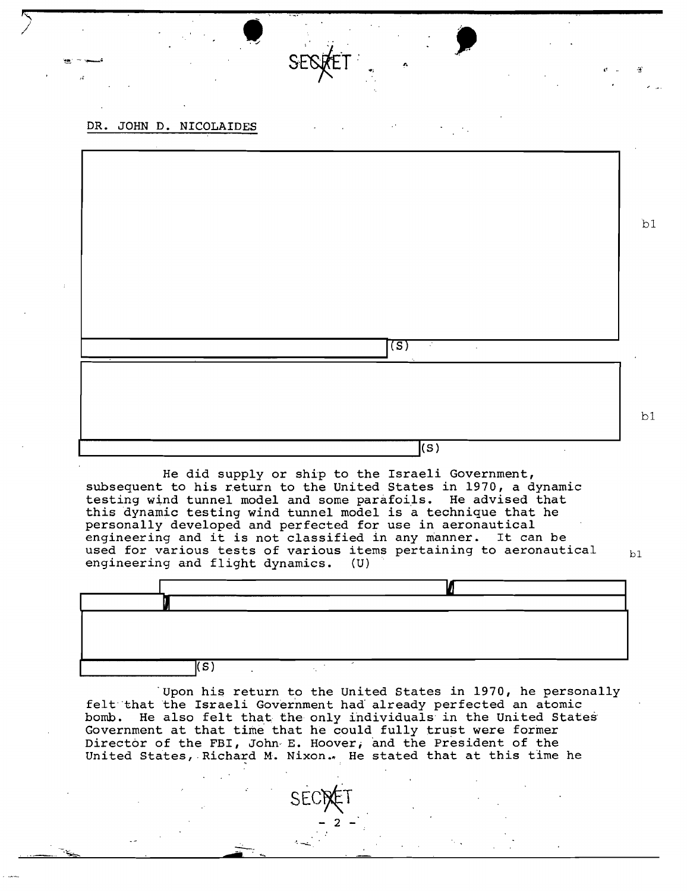SECRET

DR. JOHN D. NICOLAIDES

(S)

b1

(S)

b1

He did supply or ship to the Israeli Government, subsequent to his return to the United States in 1970, a dynamic testing wind tunnel model and some parafoils. He advised that this dynamic testing wind tunnel model is a technique that he personally developed and perfected for use in aeronautical engineering and it is not classified in any manner. It can be used for various tests of various items pertaining to aeronautical engineering and flight dynamics. (U)

b1

(S)

Upon his return to the United States in 1970, he personally felt that the Israeli Government had already perfected an atomic bomb. He also felt that the only individuals in the United States Government at that time that he could fully trust were former Director of the FBI, John E. Hoover, and the President of the United States, Richard M. Nixon. He stated that at this time he

SECRET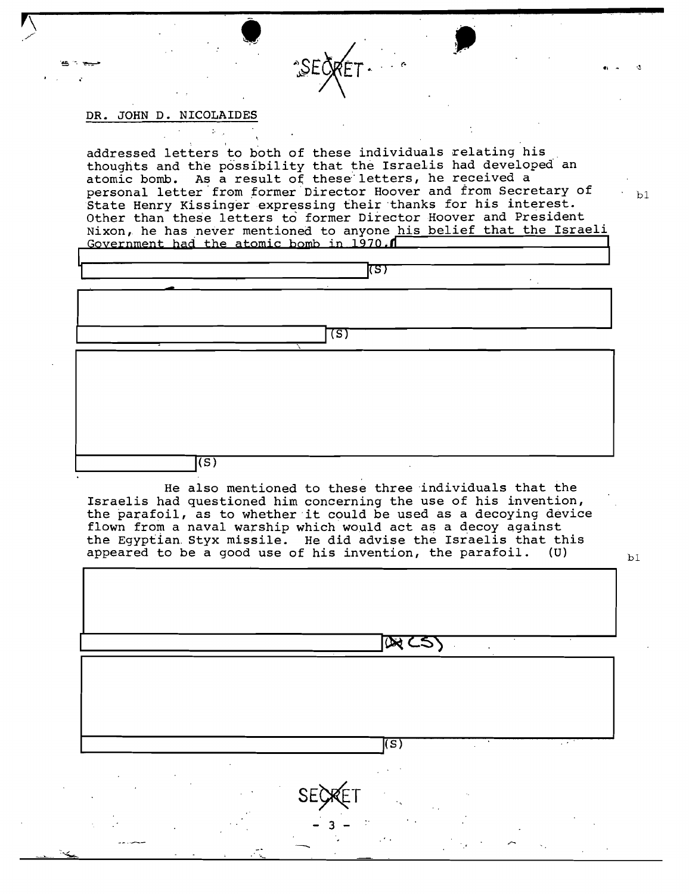DR. JOHN D. NICOLAIDES

addressed letters to both of these individuals relating his thoughts and the possibility that the Israelis had developed an atomic bomb. As a result of these letters, he received a personal letter from former Director Hoover and from Secretary of State Henry Kissinger expressing their thanks for his interest. Other than these letters to former Director Hoover and President Nixon, he has never mentioned to anyone his belief that the Israeli Government had the atomic bomb in 1970. [REDACTED] (S)

b1

[REDACTED] (S)

[REDACTED] (S)

He also mentioned to these three individuals that the Israelis had questioned him concerning the use of his invention, the parafoil, as to whether it could be used as a decoying device flown from a naval warship which would act as a decoy against the Egyptian Styx missile. He did advise the Israelis that this appeared to be a good use of his invention, the parafoil. (U)

b1

[REDACTED] (S)

[REDACTED] (S)

SECRET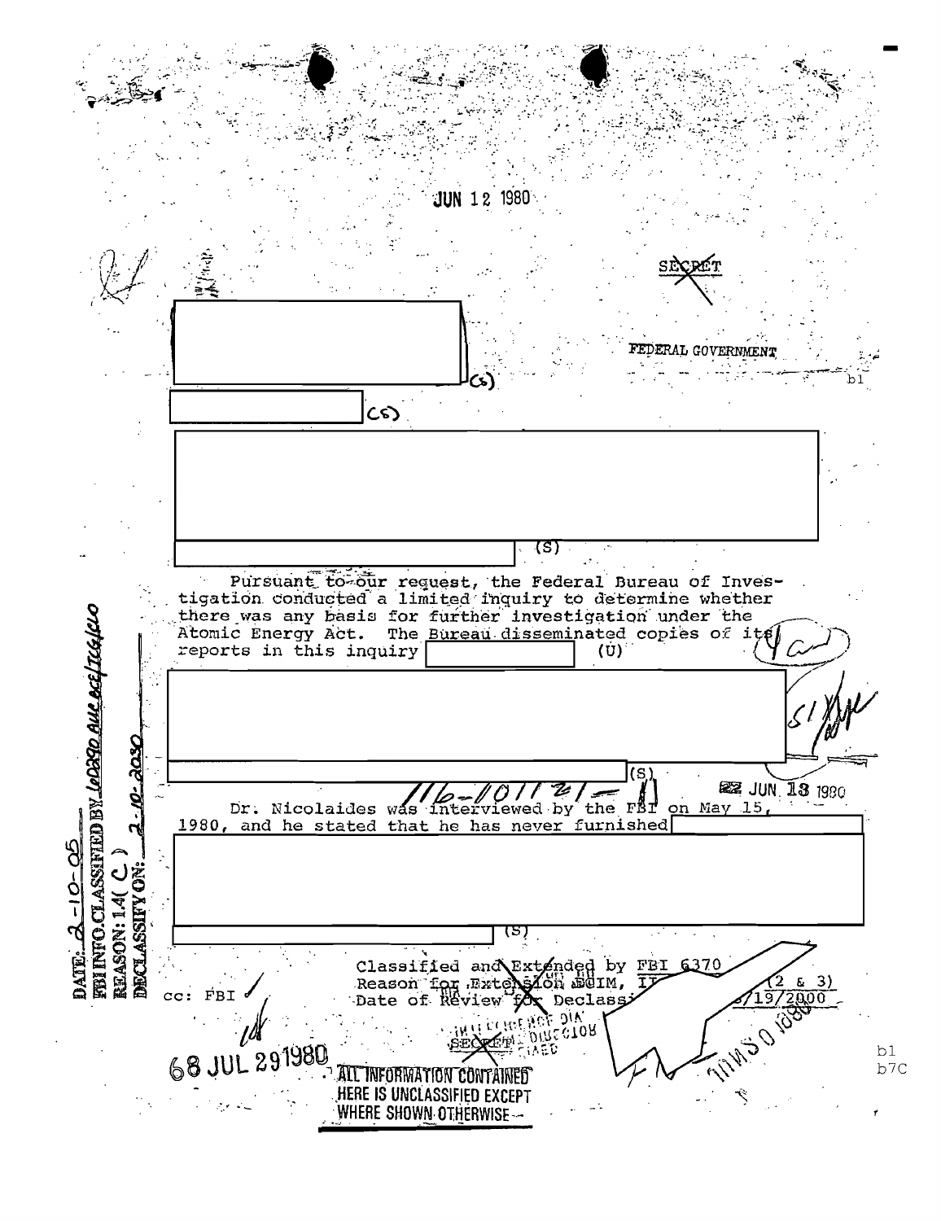JUN 12 1980

SECRET

FEDERAL GOVERNMENT

b1

(S)

(S)

(S)

Pursuant to our request, the Federal Bureau of Investigation conducted a limited inquiry to determine whether there was any basis for further investigation under the Atomic Energy Act. The Bureau disseminated copies of its reports in this inquiry (U)

(S)

116-101121-

JUN 13 1980

Dr. Nicolaides was interviewed by the FBI on May 15, 1980, and he stated that he has never furnished

(S)

Classified and Extended by FBI 6370
Reason for Extension FCIM, II (2 & 3)
Date of Review for Declass /19/2000

cc: FBI

68 JUL 29 1980

ALL INFORMATION CONTAINED HERE IS UNCLASSIFIED EXCEPT WHERE SHOWN OTHERWISE

DATE: 2-10-05
FBI INFO. CLASSIFIED BY 60890 AUC BCE/TCG/ELO
REASON: 1.4( C )
DECLASSIFY ON: 2-10-2030

b1
b7C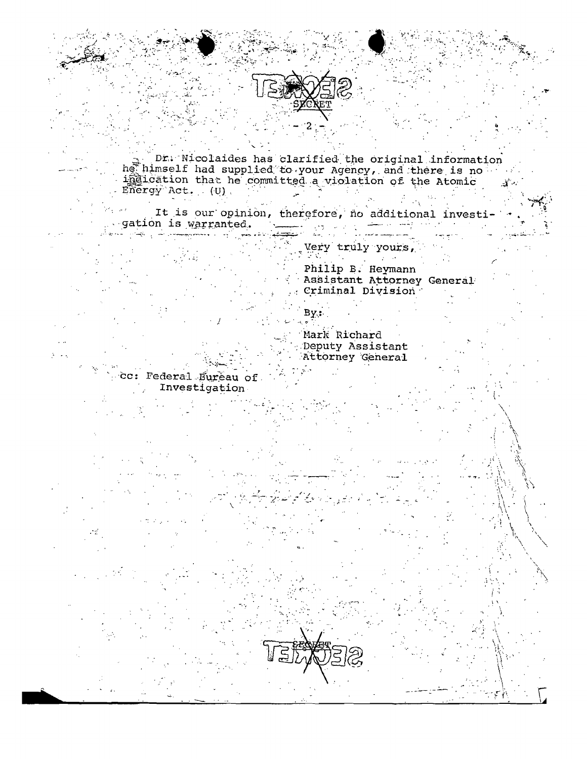SECRET

Dr. Nicolaides has clarified the original information he himself had supplied to your Agency, and there is no indication that he committed a violation of the Atomic Energy Act. (U)

It is our opinion, therefore, no additional investigation is warranted.

Very truly yours,

Philip B. Heymann
Assistant Attorney General
Criminal Division

By:

Mark Richard
Deputy Assistant
Attorney General

cc: Federal Bureau of
Investigation

SECRET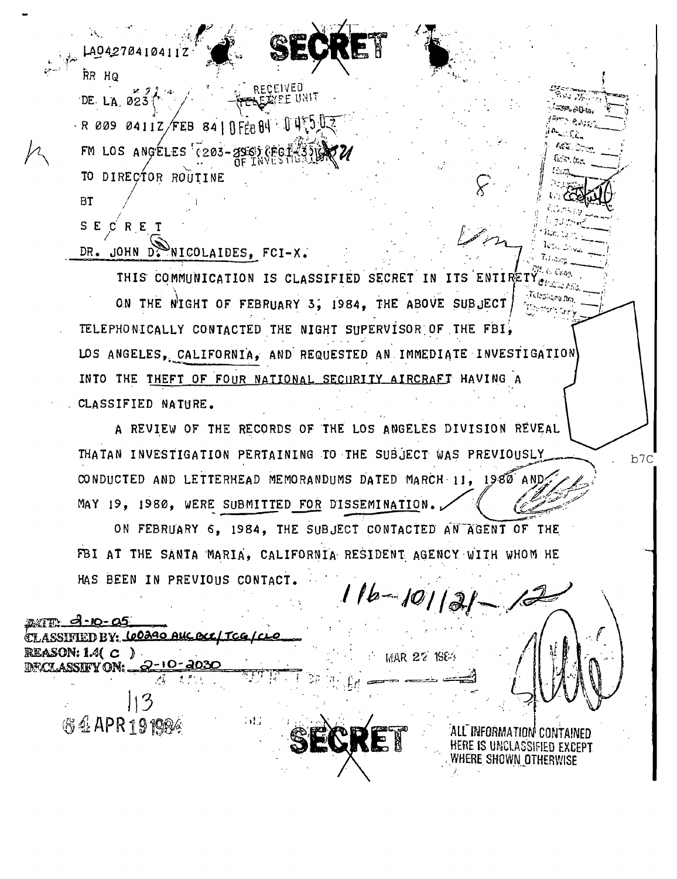SECRET

LA0427041041IZ

RR HQ

DE LA 023

RECEIVED TELETYPE UNIT

R 009 0411Z FEB 84 10FEB84 0450Z

FM LOS ANGELES (203-296) (FCI-3) OF INVESTIGATION

TO DIRECTOR ROUTINE

BT

S E C R E T

DR. JOHN D. NICOLAIDES, FCI-X.

THIS COMMUNICATION IS CLASSIFIED SECRET IN ITS ENTIRETY.

ON THE NIGHT OF FEBRUARY 3, 1984, THE ABOVE SUBJECT TELEPHONICALLY CONTACTED THE NIGHT SUPERVISOR OF THE FBI, LOS ANGELES, CALIFORNIA, AND REQUESTED AN IMMEDIATE INVESTIGATION INTO THE THEFT OF FOUR NATIONAL SECURITY AIRCRAFT HAVING A CLASSIFIED NATURE.

A REVIEW OF THE RECORDS OF THE LOS ANGELES DIVISION REVEAL THATAN INVESTIGATION PERTAINING TO THE SUBJECT WAS PREVIOUSLY CONDUCTED AND LETTERHEAD MEMORANDUMS DATED MARCH 11, 1980 AND MAY 19, 1980, WERE SUBMITTED FOR DISSEMINATION.

b7C

ON FEBRUARY 6, 1984, THE SUBJECT CONTACTED AN AGENT OF THE FBI AT THE SANTA MARIA, CALIFORNIA RESIDENT AGENCY WITH WHOM HE HAS BEEN IN PREVIOUS CONTACT.

116-101121-12

DATE: 2-10-05
CLASSIFIED BY: 60290 AUC BCE/TCG/CLO
REASON: 1.4( C )
DECLASSIFY ON: 2-10-2030

MAR 27 1984

113

64 APR 19 1984

SECRET

ALL INFORMATION CONTAINED HERE IS UNCLASSIFIED EXCEPT WHERE SHOWN OTHERWISE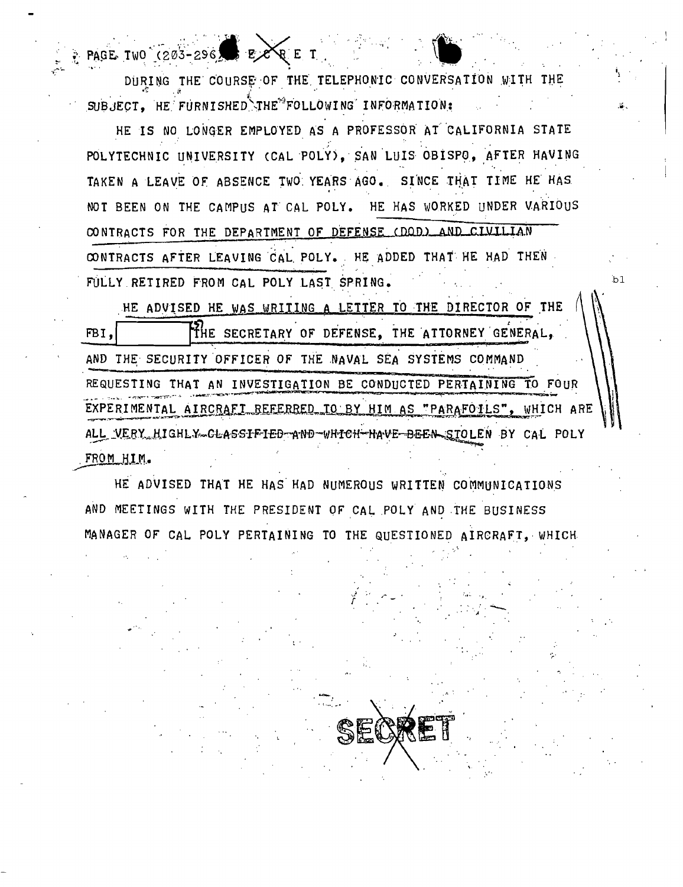PAGE TWO (203-296) SECRET

DURING THE COURSE OF THE TELEPHONIC CONVERSATION WITH THE SUBJECT, HE FURNISHED THE FOLLOWING INFORMATION:

HE IS NO LONGER EMPLOYED AS A PROFESSOR AT CALIFORNIA STATE POLYTECHNIC UNIVERSITY (CAL POLY), SAN LUIS OBISPO, AFTER HAVING TAKEN A LEAVE OF ABSENCE TWO YEARS AGO. SINCE THAT TIME HE HAS NOT BEEN ON THE CAMPUS AT CAL POLY. HE HAS WORKED UNDER VARIOUS CONTRACTS FOR THE DEPARTMENT OF DEFENSE (DOD) AND CIVILIAN CONTRACTS AFTER LEAVING CAL POLY. HE ADDED THAT HE HAD THEN FULLY RETIRED FROM CAL POLY LAST SPRING.

b1

HE ADVISED HE WAS WRITING A LETTER TO THE DIRECTOR OF THE FBI, [redacted] THE SECRETARY OF DEFENSE, THE ATTORNEY GENERAL, AND THE SECURITY OFFICER OF THE NAVAL SEA SYSTEMS COMMAND REQUESTING THAT AN INVESTIGATION BE CONDUCTED PERTAINING TO FOUR EXPERIMENTAL AIRCRAFT REFERRED TO BY HIM AS "PARAFOILS", WHICH ARE ALL VERY HIGHLY CLASSIFIED AND WHICH HAVE BEEN STOLEN BY CAL POLY FROM HIM.

HE ADVISED THAT HE HAS HAD NUMEROUS WRITTEN COMMUNICATIONS AND MEETINGS WITH THE PRESIDENT OF CAL POLY AND THE BUSINESS MANAGER OF CAL POLY PERTAINING TO THE QUESTIONED AIRCRAFT, WHICH

SECRET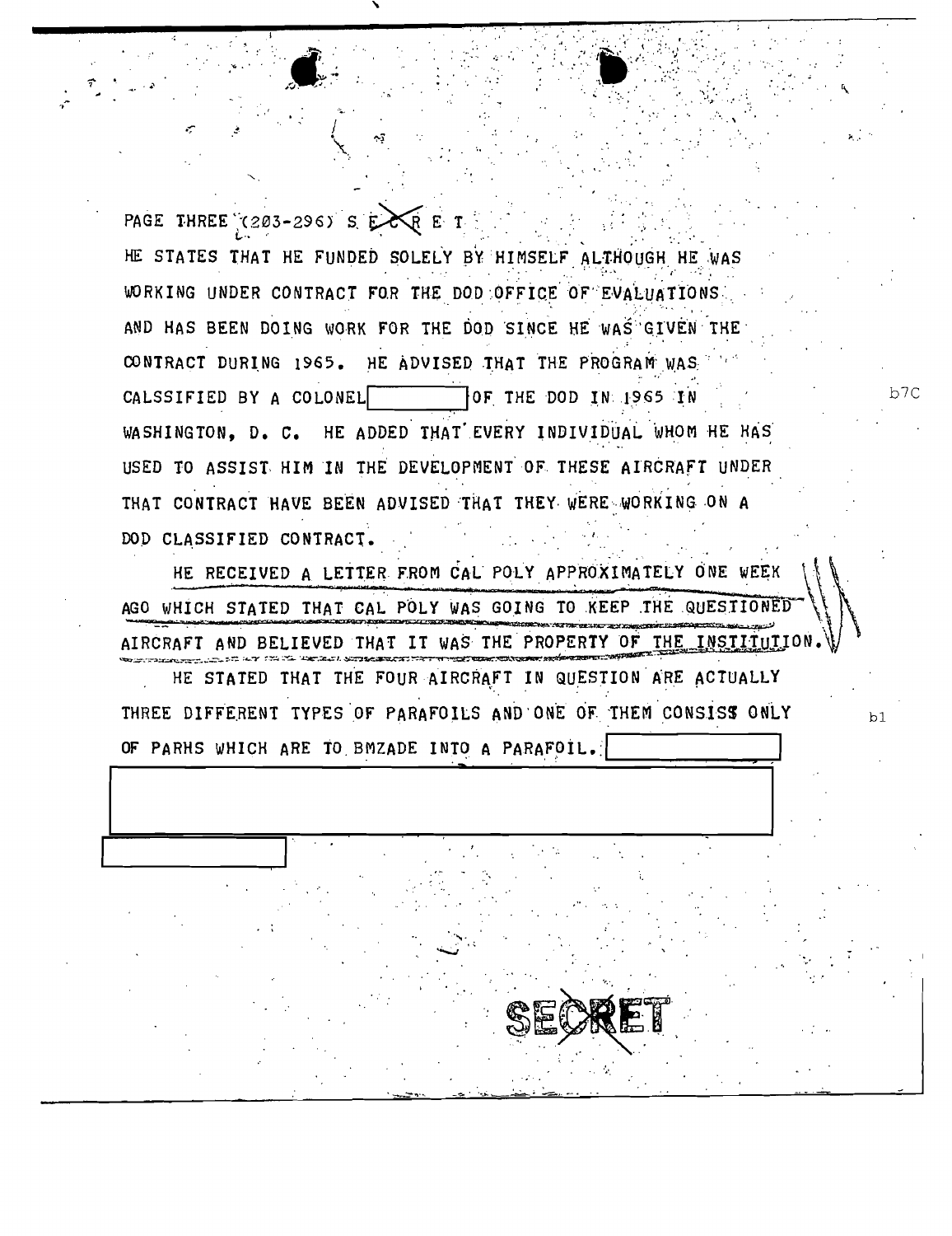PAGE THREE (203-296) S ~~E C~~ R E T

HE STATES THAT HE FUNDED SOLELY BY HIMSELF ALTHOUGH HE WAS WORKING UNDER CONTRACT FOR THE DOD OFFICE OF EVALUATIONS AND HAS BEEN DOING WORK FOR THE DOD SINCE HE WAS GIVEN THE CONTRACT DURING 1965. HE ADVISED THAT THE PROGRAM WAS CALSSIFIED BY A COLONEL [redacted] OF THE DOD IN 1965 IN WASHINGTON, D. C. HE ADDED THAT EVERY INDIVIDUAL WHOM HE HAS USED TO ASSIST HIM IN THE DEVELOPMENT OF THESE AIRCRAFT UNDER THAT CONTRACT HAVE BEEN ADVISED THAT THEY WERE WORKING ON A DOD CLASSIFIED CONTRACT.

b7C

HE RECEIVED A LETTER FROM CAL POLY APPROXIMATELY ONE WEEK AGO WHICH STATED THAT CAL POLY WAS GOING TO KEEP THE QUESTIONED AIRCRAFT AND BELIEVED THAT IT WAS THE PROPERTY OF THE INSTITUTION.

HE STATED THAT THE FOUR AIRCRAFT IN QUESTION ARE ACTUALLY THREE DIFFERENT TYPES OF PARAFOILS AND ONE OF THEM CONSISS ONLY OF PARHS WHICH ARE TO BMZADE INTO A PARAFOIL. [redacted]

b1

[redacted]

[redacted]

~~SECRET~~